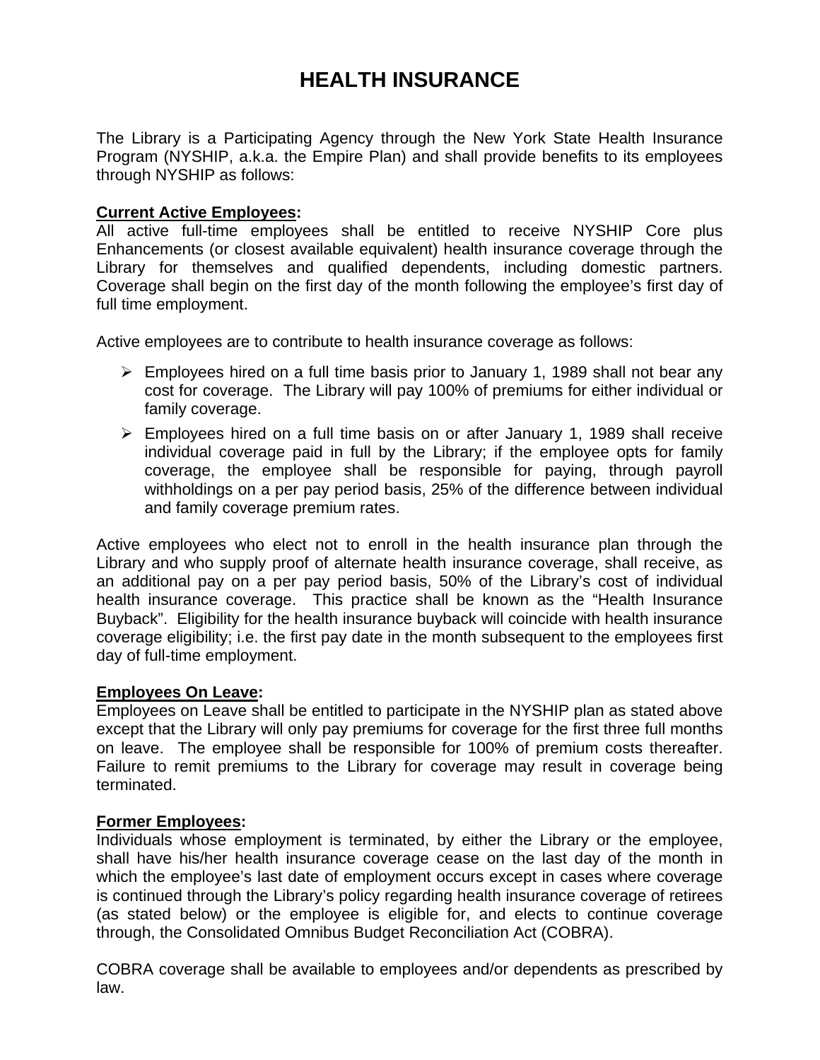# HEALTH INSURANCE

The Library is a Participating Agency through the New York State Health Insurance Program (NYSHIP, a.k.a. the Empire Plan) and shall provide benefits to its employees through NYSHIP as follows:

**Current Active Employees:**
All active full-time employees shall be entitled to receive NYSHIP Core plus Enhancements (or closest available equivalent) health insurance coverage through the Library for themselves and qualified dependents, including domestic partners. Coverage shall begin on the first day of the month following the employee's first day of full time employment.

Active employees are to contribute to health insurance coverage as follows:

- Employees hired on a full time basis prior to January 1, 1989 shall not bear any cost for coverage. The Library will pay 100% of premiums for either individual or family coverage.
- Employees hired on a full time basis on or after January 1, 1989 shall receive individual coverage paid in full by the Library; if the employee opts for family coverage, the employee shall be responsible for paying, through payroll withholdings on a per pay period basis, 25% of the difference between individual and family coverage premium rates.

Active employees who elect not to enroll in the health insurance plan through the Library and who supply proof of alternate health insurance coverage, shall receive, as an additional pay on a per pay period basis, 50% of the Library's cost of individual health insurance coverage. This practice shall be known as the "Health Insurance Buyback". Eligibility for the health insurance buyback will coincide with health insurance coverage eligibility; i.e. the first pay date in the month subsequent to the employees first day of full-time employment.

**Employees On Leave:**
Employees on Leave shall be entitled to participate in the NYSHIP plan as stated above except that the Library will only pay premiums for coverage for the first three full months on leave. The employee shall be responsible for 100% of premium costs thereafter. Failure to remit premiums to the Library for coverage may result in coverage being terminated.

**Former Employees:**
Individuals whose employment is terminated, by either the Library or the employee, shall have his/her health insurance coverage cease on the last day of the month in which the employee's last date of employment occurs except in cases where coverage is continued through the Library's policy regarding health insurance coverage of retirees (as stated below) or the employee is eligible for, and elects to continue coverage through, the Consolidated Omnibus Budget Reconciliation Act (COBRA).

COBRA coverage shall be available to employees and/or dependents as prescribed by law.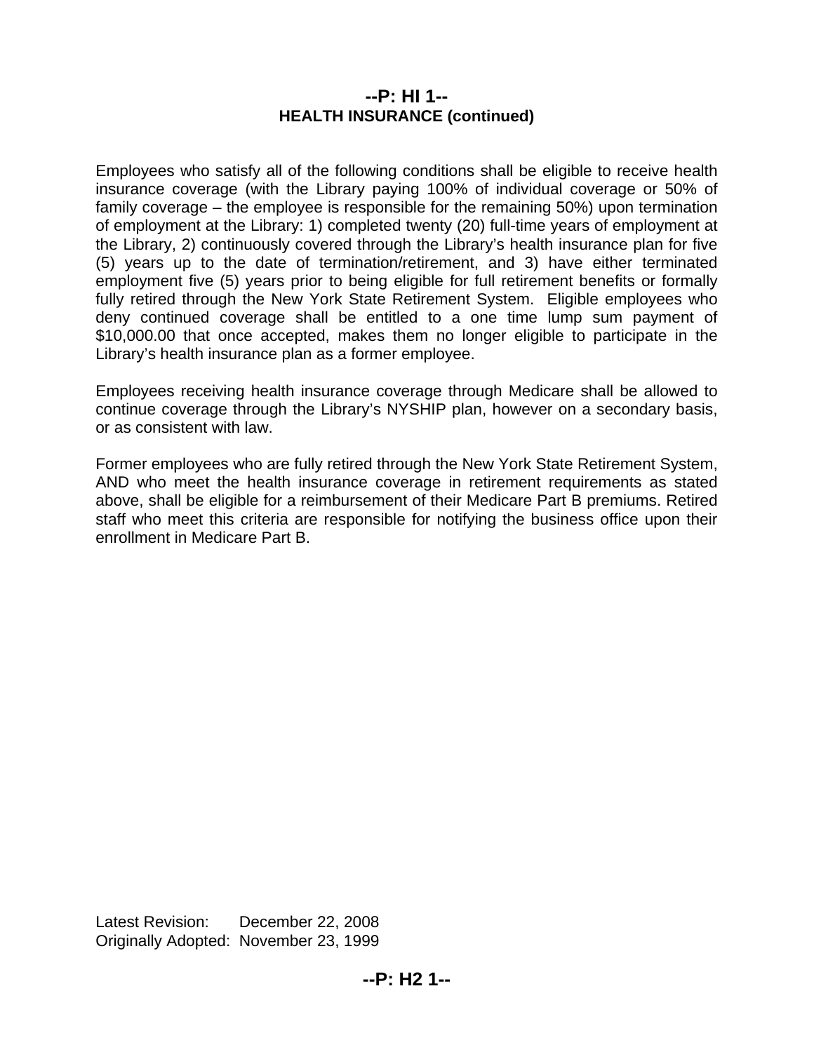## --P: HI 1--

### HEALTH INSURANCE (continued)

Employees who satisfy all of the following conditions shall be eligible to receive health insurance coverage (with the Library paying 100% of individual coverage or 50% of family coverage – the employee is responsible for the remaining 50%) upon termination of employment at the Library: 1) completed twenty (20) full-time years of employment at the Library, 2) continuously covered through the Library's health insurance plan for five (5) years up to the date of termination/retirement, and 3) have either terminated employment five (5) years prior to being eligible for full retirement benefits or formally fully retired through the New York State Retirement System. Eligible employees who deny continued coverage shall be entitled to a one time lump sum payment of $10,000.00 that once accepted, makes them no longer eligible to participate in the Library's health insurance plan as a former employee.

Employees receiving health insurance coverage through Medicare shall be allowed to continue coverage through the Library's NYSHIP plan, however on a secondary basis, or as consistent with law.

Former employees who are fully retired through the New York State Retirement System, AND who meet the health insurance coverage in retirement requirements as stated above, shall be eligible for a reimbursement of their Medicare Part B premiums. Retired staff who meet this criteria are responsible for notifying the business office upon their enrollment in Medicare Part B.

Latest Revision: December 22, 2008
Originally Adopted: November 23, 1999

**--P: H2 1--**